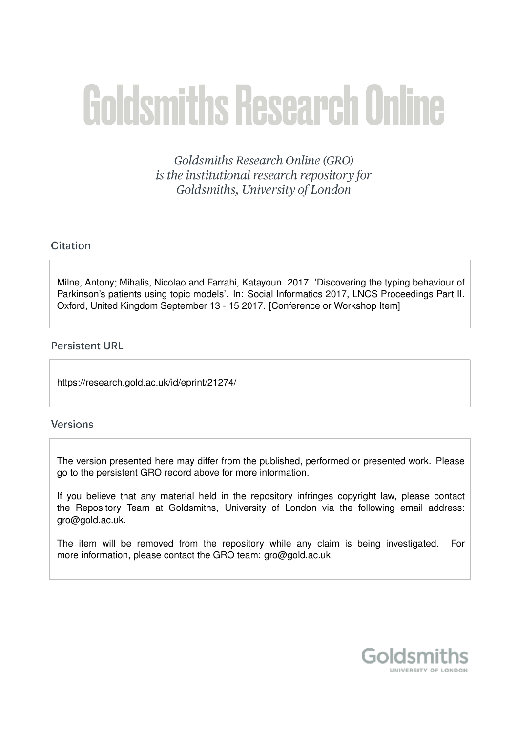# Goldsmiths Research Online

*Goldsmiths Research Online (GRO) is the institutional research repository for Goldsmiths, University of London*

## Citation

Milne, Antony; Mihalis, Nicolao and Farrahi, Katayoun. 2017. 'Discovering the typing behaviour of Parkinson's patients using topic models'. In: Social Informatics 2017, LNCS Proceedings Part II. Oxford, United Kingdom September 13 - 15 2017. [Conference or Workshop Item]

## Persistent URL

https://research.gold.ac.uk/id/eprint/21274/

## Versions

The version presented here may differ from the published, performed or presented work. Please go to the persistent GRO record above for more information.

If you believe that any material held in the repository infringes copyright law, please contact the Repository Team at Goldsmiths, University of London via the following email address: gro@gold.ac.uk.

The item will be removed from the repository while any claim is being investigated. For more information, please contact the GRO team: gro@gold.ac.uk

Goldsmiths
UNIVERSITY OF LONDON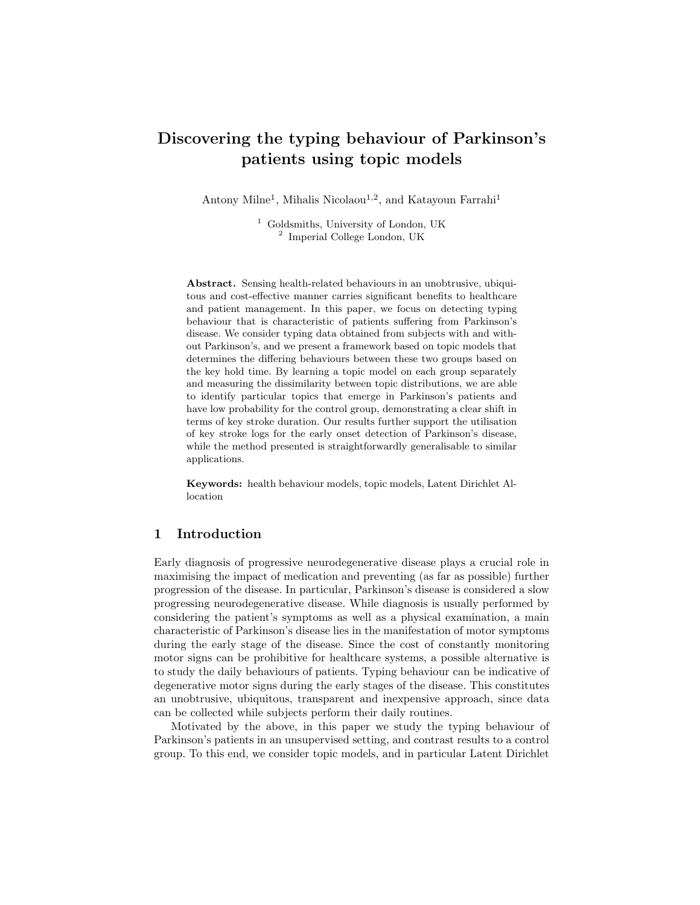# Discovering the typing behaviour of Parkinson's patients using topic models

Antony Milne[1], Mihalis Nicolaou[1,2], and Katayoun Farrahi[1]

[1] Goldsmiths, University of London, UK
[2] Imperial College London, UK

**Abstract.** Sensing health-related behaviours in an unobtrusive, ubiquitous and cost-effective manner carries significant benefits to healthcare and patient management. In this paper, we focus on detecting typing behaviour that is characteristic of patients suffering from Parkinson's disease. We consider typing data obtained from subjects with and without Parkinson's, and we present a framework based on topic models that determines the differing behaviours between these two groups based on the key hold time. By learning a topic model on each group separately and measuring the dissimilarity between topic distributions, we are able to identify particular topics that emerge in Parkinson's patients and have low probability for the control group, demonstrating a clear shift in terms of key stroke duration. Our results further support the utilisation of key stroke logs for the early onset detection of Parkinson's disease, while the method presented is straightforwardly generalisable to similar applications.

**Keywords:** health behaviour models, topic models, Latent Dirichlet Allocation

## 1 Introduction

Early diagnosis of progressive neurodegenerative disease plays a crucial role in maximising the impact of medication and preventing (as far as possible) further progression of the disease. In particular, Parkinson's disease is considered a slow progressing neurodegenerative disease. While diagnosis is usually performed by considering the patient's symptoms as well as a physical examination, a main characteristic of Parkinson's disease lies in the manifestation of motor symptoms during the early stage of the disease. Since the cost of constantly monitoring motor signs can be prohibitive for healthcare systems, a possible alternative is to study the daily behaviours of patients. Typing behaviour can be indicative of degenerative motor signs during the early stages of the disease. This constitutes an unobtrusive, ubiquitous, transparent and inexpensive approach, since data can be collected while subjects perform their daily routines.

Motivated by the above, in this paper we study the typing behaviour of Parkinson's patients in an unsupervised setting, and contrast results to a control group. To this end, we consider topic models, and in particular Latent Dirichlet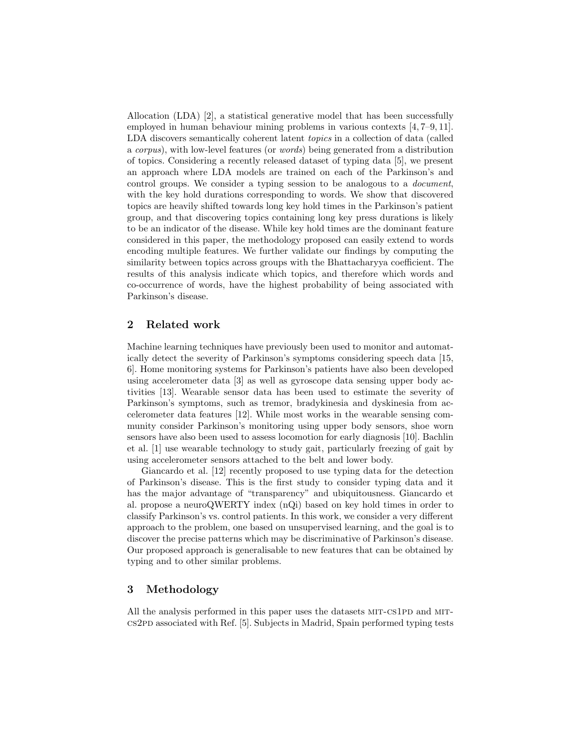Allocation (LDA) [2], a statistical generative model that has been successfully employed in human behaviour mining problems in various contexts [4, 7–9, 11]. LDA discovers semantically coherent latent *topics* in a collection of data (called a *corpus*), with low-level features (or *words*) being generated from a distribution of topics. Considering a recently released dataset of typing data [5], we present an approach where LDA models are trained on each of the Parkinson's and control groups. We consider a typing session to be analogous to a *document*, with the key hold durations corresponding to words. We show that discovered topics are heavily shifted towards long key hold times in the Parkinson's patient group, and that discovering topics containing long key press durations is likely to be an indicator of the disease. While key hold times are the dominant feature considered in this paper, the methodology proposed can easily extend to words encoding multiple features. We further validate our findings by computing the similarity between topics across groups with the Bhattacharyya coefficient. The results of this analysis indicate which topics, and therefore which words and co-occurrence of words, have the highest probability of being associated with Parkinson's disease.

## 2 Related work

Machine learning techniques have previously been used to monitor and automatically detect the severity of Parkinson's symptoms considering speech data [15, 6]. Home monitoring systems for Parkinson's patients have also been developed using accelerometer data [3] as well as gyroscope data sensing upper body activities [13]. Wearable sensor data has been used to estimate the severity of Parkinson's symptoms, such as tremor, bradykinesia and dyskinesia from accelerometer data features [12]. While most works in the wearable sensing community consider Parkinson's monitoring using upper body sensors, shoe worn sensors have also been used to assess locomotion for early diagnosis [10]. Bachlin et al. [1] use wearable technology to study gait, particularly freezing of gait by using accelerometer sensors attached to the belt and lower body.

Giancardo et al. [12] recently proposed to use typing data for the detection of Parkinson's disease. This is the first study to consider typing data and it has the major advantage of "transparency" and ubiquitousness. Giancardo et al. propose a neuroQWERTY index (nQi) based on key hold times in order to classify Parkinson's vs. control patients. In this work, we consider a very different approach to the problem, one based on unsupervised learning, and the goal is to discover the precise patterns which may be discriminative of Parkinson's disease. Our proposed approach is generalisable to new features that can be obtained by typing and to other similar problems.

## 3 Methodology

All the analysis performed in this paper uses the datasets MIT-CS1PD and MIT-CS2PD associated with Ref. [5]. Subjects in Madrid, Spain performed typing tests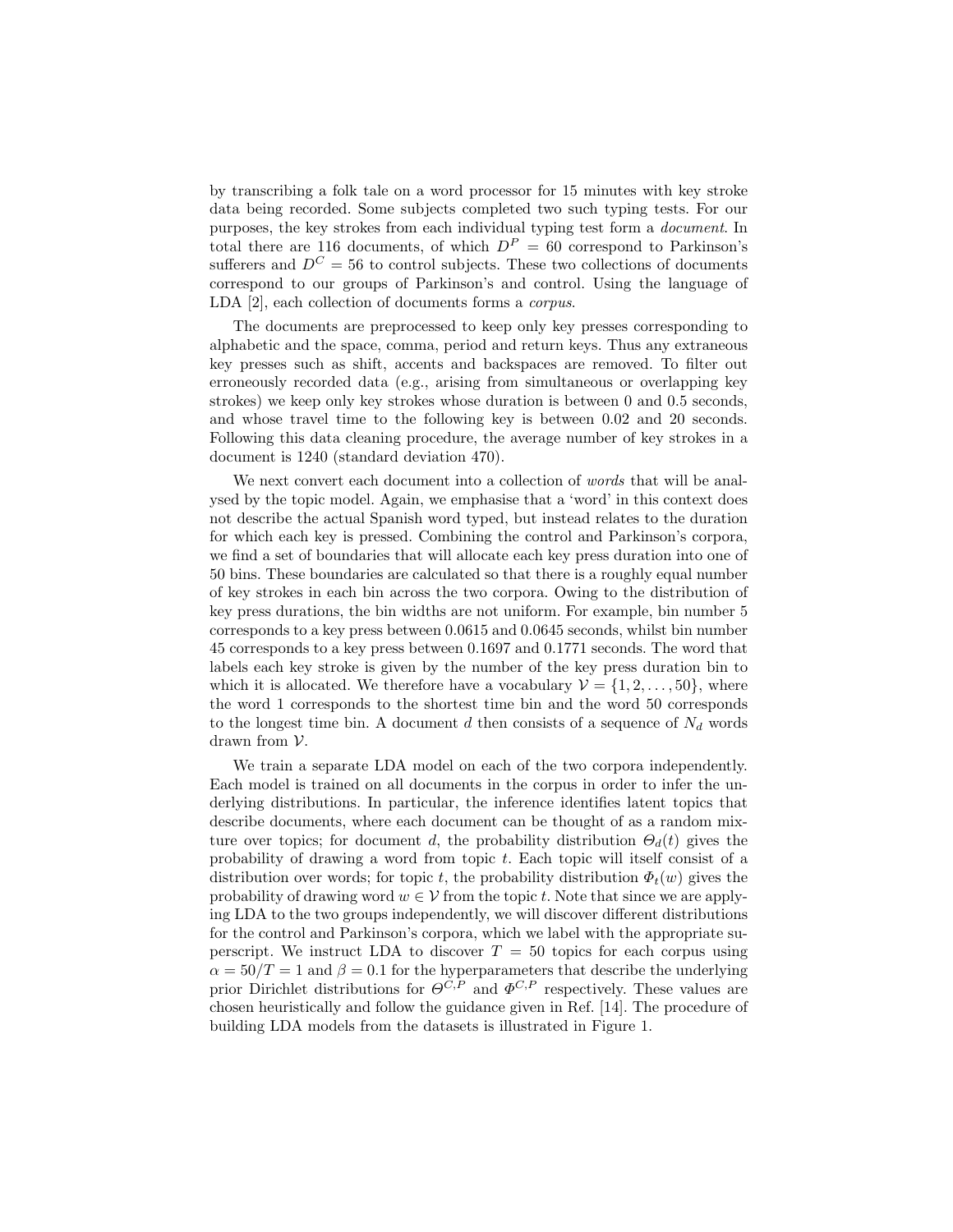by transcribing a folk tale on a word processor for 15 minutes with key stroke data being recorded. Some subjects completed two such typing tests. For our purposes, the key strokes from each individual typing test form a *document*. In total there are 116 documents, of which $D^P = 60$ correspond to Parkinson's sufferers and $D^C = 56$ to control subjects. These two collections of documents correspond to our groups of Parkinson's and control. Using the language of LDA [2], each collection of documents forms a *corpus*.

The documents are preprocessed to keep only key presses corresponding to alphabetic and the space, comma, period and return keys. Thus any extraneous key presses such as shift, accents and backspaces are removed. To filter out erroneously recorded data (e.g., arising from simultaneous or overlapping key strokes) we keep only key strokes whose duration is between 0 and 0.5 seconds, and whose travel time to the following key is between 0.02 and 20 seconds. Following this data cleaning procedure, the average number of key strokes in a document is 1240 (standard deviation 470).

We next convert each document into a collection of *words* that will be analysed by the topic model. Again, we emphasise that a 'word' in this context does not describe the actual Spanish word typed, but instead relates to the duration for which each key is pressed. Combining the control and Parkinson's corpora, we find a set of boundaries that will allocate each key press duration into one of 50 bins. These boundaries are calculated so that there is a roughly equal number of key strokes in each bin across the two corpora. Owing to the distribution of key press durations, the bin widths are not uniform. For example, bin number 5 corresponds to a key press between 0.0615 and 0.0645 seconds, whilst bin number 45 corresponds to a key press between 0.1697 and 0.1771 seconds. The word that labels each key stroke is given by the number of the key press duration bin to which it is allocated. We therefore have a vocabulary $\mathcal{V} = \{1, 2, \ldots, 50\}$, where the word 1 corresponds to the shortest time bin and the word 50 corresponds to the longest time bin. A document $d$ then consists of a sequence of $N_d$ words drawn from $\mathcal{V}$.

We train a separate LDA model on each of the two corpora independently. Each model is trained on all documents in the corpus in order to infer the underlying distributions. In particular, the inference identifies latent topics that describe documents, where each document can be thought of as a random mixture over topics; for document $d$, the probability distribution $\Theta_d(t)$ gives the probability of drawing a word from topic $t$. Each topic will itself consist of a distribution over words; for topic $t$, the probability distribution $\Phi_t(w)$ gives the probability of drawing word $w \in \mathcal{V}$ from the topic $t$. Note that since we are applying LDA to the two groups independently, we will discover different distributions for the control and Parkinson's corpora, which we label with the appropriate superscript. We instruct LDA to discover $T = 50$ topics for each corpus using $\alpha = 50/T = 1$ and $\beta = 0.1$ for the hyperparameters that describe the underlying prior Dirichlet distributions for $\Theta^{C,P}$ and $\Phi^{C,P}$ respectively. These values are chosen heuristically and follow the guidance given in Ref. [14]. The procedure of building LDA models from the datasets is illustrated in Figure 1.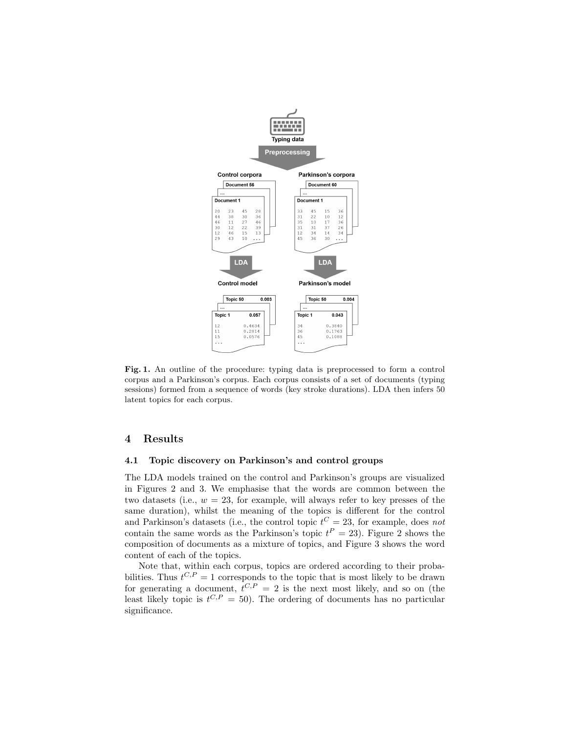**Fig. 1.** An outline of the procedure: typing data is preprocessed to form a control corpus and a Parkinson's corpus. Each corpus consists of a set of documents (typing sessions) formed from a sequence of words (key stroke durations). LDA then infers 50 latent topics for each corpus.

## 4 Results

### 4.1 Topic discovery on Parkinson's and control groups

The LDA models trained on the control and Parkinson's groups are visualized in Figures 2 and 3. We emphasise that the words are common between the two datasets (i.e., $w = 23$, for example, will always refer to key presses of the same duration), whilst the meaning of the topics is different for the control and Parkinson's datasets (i.e., the control topic $t^C = 23$, for example, does *not* contain the same words as the Parkinson's topic $t^P = 23$). Figure 2 shows the composition of documents as a mixture of topics, and Figure 3 shows the word content of each of the topics.

Note that, within each corpus, topics are ordered according to their probabilities. Thus $t^{C,P} = 1$ corresponds to the topic that is most likely to be drawn for generating a document, $t^{C,P} = 2$ is the next most likely, and so on (the least likely topic is $t^{C,P} = 50$). The ordering of documents has no particular significance.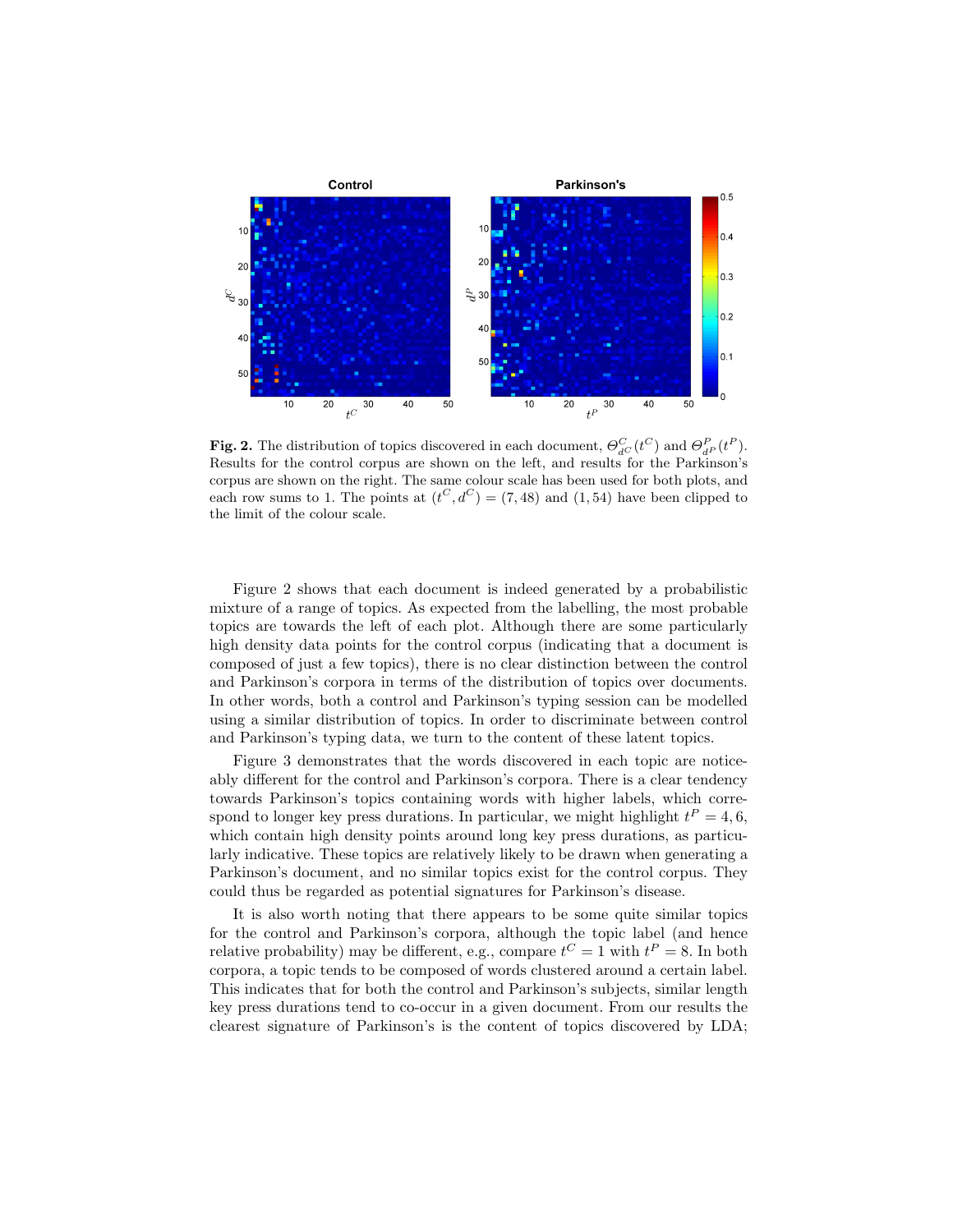Control

Parkinson's

10
20
30
40
50

$d^C$

10 20 30 40 50

$t^C$

$d^P$

10
20
30
40
50

10 20 30 40 50

$t^P$

0.5
0.4
0.3
0.2
0.1
0

**Fig. 2.** The distribution of topics discovered in each document, $\Theta^C_{d^C}(t^C)$ and $\Theta^P_{d^P}(t^P)$. Results for the control corpus are shown on the left, and results for the Parkinson's corpus are shown on the right. The same colour scale has been used for both plots, and each row sums to 1. The points at $(t^C, d^C) = (7, 48)$ and $(1, 54)$ have been clipped to the limit of the colour scale.

Figure 2 shows that each document is indeed generated by a probabilistic mixture of a range of topics. As expected from the labelling, the most probable topics are towards the left of each plot. Although there are some particularly high density data points for the control corpus (indicating that a document is composed of just a few topics), there is no clear distinction between the control and Parkinson's corpora in terms of the distribution of topics over documents. In other words, both a control and Parkinson's typing session can be modelled using a similar distribution of topics. In order to discriminate between control and Parkinson's typing data, we turn to the content of these latent topics.

Figure 3 demonstrates that the words discovered in each topic are noticeably different for the control and Parkinson's corpora. There is a clear tendency towards Parkinson's topics containing words with higher labels, which correspond to longer key press durations. In particular, we might highlight $t^P = 4, 6$, which contain high density points around long key press durations, as particularly indicative. These topics are relatively likely to be drawn when generating a Parkinson's document, and no similar topics exist for the control corpus. They could thus be regarded as potential signatures for Parkinson's disease.

It is also worth noting that there appears to be some quite similar topics for the control and Parkinson's corpora, although the topic label (and hence relative probability) may be different, e.g., compare $t^C = 1$ with $t^P = 8$. In both corpora, a topic tends to be composed of words clustered around a certain label. This indicates that for both the control and Parkinson's subjects, similar length key press durations tend to co-occur in a given document. From our results the clearest signature of Parkinson's is the content of topics discovered by LDA;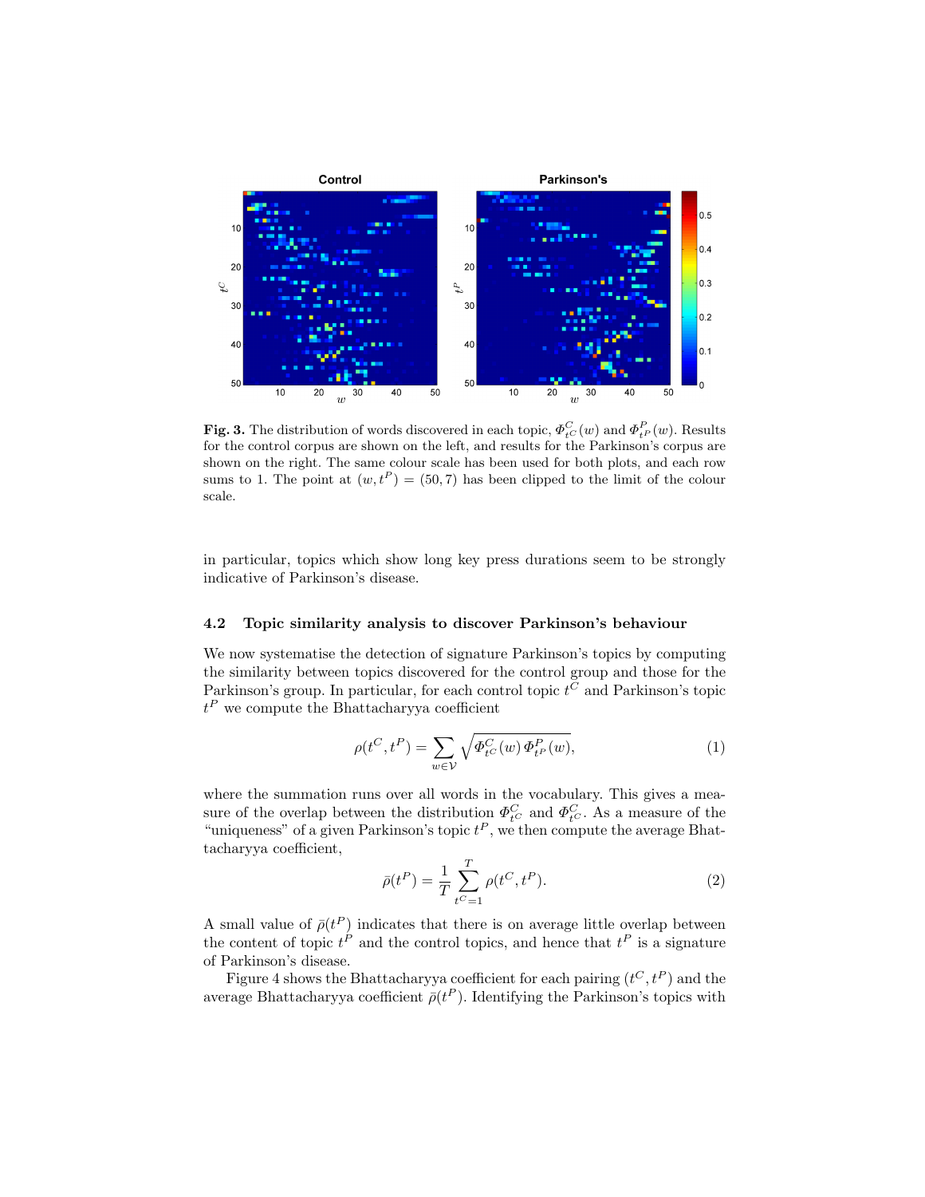**Fig. 3.** The distribution of words discovered in each topic, $\Phi^{C}_{t^C}(w)$ and $\Phi^{P}_{t^P}(w)$. Results for the control corpus are shown on the left, and results for the Parkinson's corpus are shown on the right. The same colour scale has been used for both plots, and each row sums to 1. The point at $(w, t^P) = (50, 7)$ has been clipped to the limit of the colour scale.

in particular, topics which show long key press durations seem to be strongly indicative of Parkinson's disease.

### 4.2 Topic similarity analysis to discover Parkinson's behaviour

We now systematise the detection of signature Parkinson's topics by computing the similarity between topics discovered for the control group and those for the Parkinson's group. In particular, for each control topic $t^C$ and Parkinson's topic $t^P$ we compute the Bhattacharyya coefficient

$$\rho(t^C, t^P) = \sum_{w \in \mathcal{V}} \sqrt{\Phi^{C}_{t^C}(w)\, \Phi^{P}_{t^P}(w)}, \tag{1}$$

where the summation runs over all words in the vocabulary. This gives a measure of the overlap between the distribution $\Phi^{C}_{t^C}$ and $\Phi^{C}_{t^C}$. As a measure of the "uniqueness" of a given Parkinson's topic $t^P$, we then compute the average Bhattacharyya coefficient,

$$\bar{\rho}(t^P) = \frac{1}{T} \sum_{t^C=1}^{T} \rho(t^C, t^P). \tag{2}$$

A small value of $\bar{\rho}(t^P)$ indicates that there is on average little overlap between the content of topic $t^P$ and the control topics, and hence that $t^P$ is a signature of Parkinson's disease.

Figure 4 shows the Bhattacharyya coefficient for each pairing $(t^C, t^P)$ and the average Bhattacharyya coefficient $\bar{\rho}(t^P)$. Identifying the Parkinson's topics with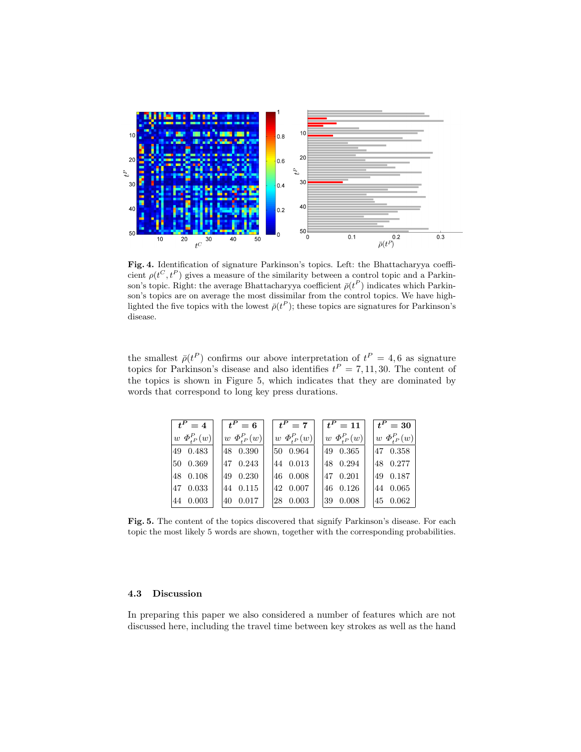**Fig. 4.** Identification of signature Parkinson's topics. Left: the Bhattacharyya coefficient $\rho(t^C, t^P)$ gives a measure of the similarity between a control topic and a Parkinson's topic. Right: the average Bhattacharyya coefficient $\bar{\rho}(t^P)$ indicates which Parkinson's topics are on average the most dissimilar from the control topics. We have highlighted the five topics with the lowest $\bar{\rho}(t^P)$; these topics are signatures for Parkinson's disease.

the smallest $\bar{\rho}(t^P)$ confirms our above interpretation of $t^P = 4, 6$ as signature topics for Parkinson's disease and also identifies $t^P = 7, 11, 30$. The content of the topics is shown in Figure 5, which indicates that they are dominated by words that correspond to long key press durations.

| $t^P = 4$ | | $t^P = 6$ | | $t^P = 7$ | | $t^P = 11$ | | $t^P = 30$ | |
|---|---|---|---|---|---|---|---|---|---|
| $w$ | $\Phi^P_{t^P}(w)$ | $w$ | $\Phi^P_{t^P}(w)$ | $w$ | $\Phi^P_{t^P}(w)$ | $w$ | $\Phi^P_{t^P}(w)$ | $w$ | $\Phi^P_{t^P}(w)$ |
| 49 | 0.483 | 48 | 0.390 | 50 | 0.964 | 49 | 0.365 | 47 | 0.358 |
| 50 | 0.369 | 47 | 0.243 | 44 | 0.013 | 48 | 0.294 | 48 | 0.277 |
| 48 | 0.108 | 49 | 0.230 | 46 | 0.008 | 47 | 0.201 | 49 | 0.187 |
| 47 | 0.033 | 44 | 0.115 | 42 | 0.007 | 46 | 0.126 | 44 | 0.065 |
| 44 | 0.003 | 40 | 0.017 | 28 | 0.003 | 39 | 0.008 | 45 | 0.062 |

**Fig. 5.** The content of the topics discovered that signify Parkinson's disease. For each topic the most likely 5 words are shown, together with the corresponding probabilities.

### 4.3 Discussion

In preparing this paper we also considered a number of features which are not discussed here, including the travel time between key strokes as well as the hand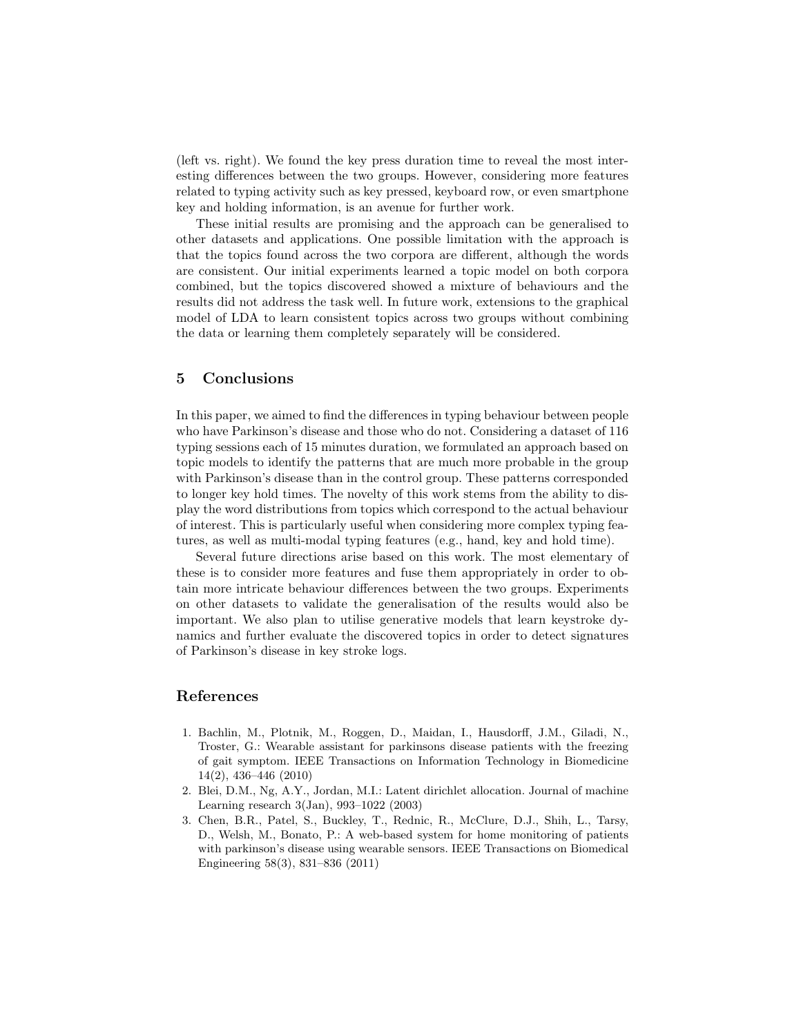(left vs. right). We found the key press duration time to reveal the most interesting differences between the two groups. However, considering more features related to typing activity such as key pressed, keyboard row, or even smartphone key and holding information, is an avenue for further work.

These initial results are promising and the approach can be generalised to other datasets and applications. One possible limitation with the approach is that the topics found across the two corpora are different, although the words are consistent. Our initial experiments learned a topic model on both corpora combined, but the topics discovered showed a mixture of behaviours and the results did not address the task well. In future work, extensions to the graphical model of LDA to learn consistent topics across two groups without combining the data or learning them completely separately will be considered.

## 5 Conclusions

In this paper, we aimed to find the differences in typing behaviour between people who have Parkinson's disease and those who do not. Considering a dataset of 116 typing sessions each of 15 minutes duration, we formulated an approach based on topic models to identify the patterns that are much more probable in the group with Parkinson's disease than in the control group. These patterns corresponded to longer key hold times. The novelty of this work stems from the ability to display the word distributions from topics which correspond to the actual behaviour of interest. This is particularly useful when considering more complex typing features, as well as multi-modal typing features (e.g., hand, key and hold time).

Several future directions arise based on this work. The most elementary of these is to consider more features and fuse them appropriately in order to obtain more intricate behaviour differences between the two groups. Experiments on other datasets to validate the generalisation of the results would also be important. We also plan to utilise generative models that learn keystroke dynamics and further evaluate the discovered topics in order to detect signatures of Parkinson's disease in key stroke logs.

## References

1. Bachlin, M., Plotnik, M., Roggen, D., Maidan, I., Hausdorff, J.M., Giladi, N., Troster, G.: Wearable assistant for parkinsons disease patients with the freezing of gait symptom. IEEE Transactions on Information Technology in Biomedicine 14(2), 436–446 (2010)
2. Blei, D.M., Ng, A.Y., Jordan, M.I.: Latent dirichlet allocation. Journal of machine Learning research 3(Jan), 993–1022 (2003)
3. Chen, B.R., Patel, S., Buckley, T., Rednic, R., McClure, D.J., Shih, L., Tarsy, D., Welsh, M., Bonato, P.: A web-based system for home monitoring of patients with parkinson's disease using wearable sensors. IEEE Transactions on Biomedical Engineering 58(3), 831–836 (2011)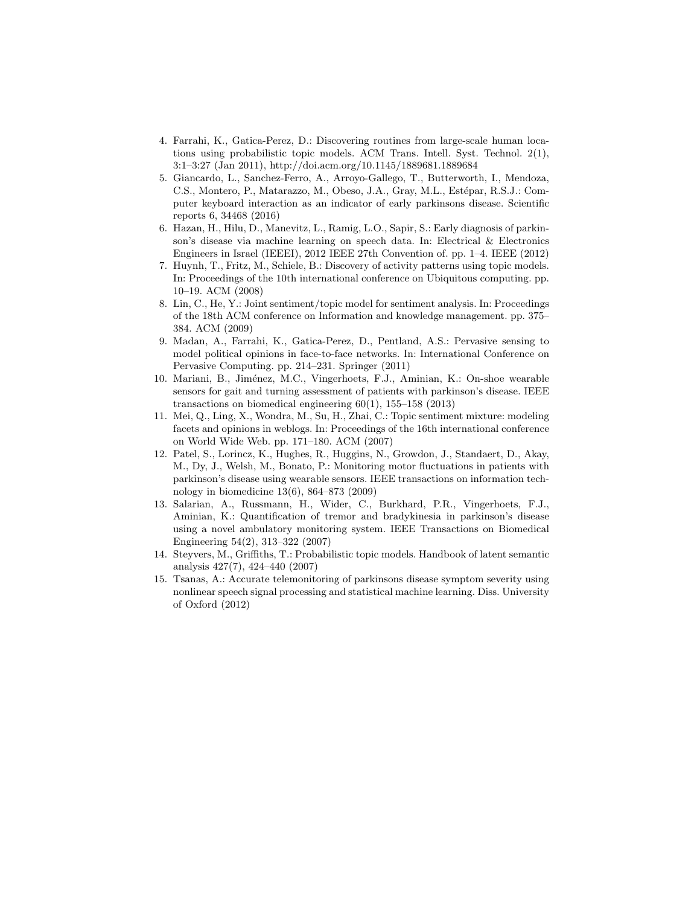4. Farrahi, K., Gatica-Perez, D.: Discovering routines from large-scale human locations using probabilistic topic models. ACM Trans. Intell. Syst. Technol. 2(1), 3:1–3:27 (Jan 2011), http://doi.acm.org/10.1145/1889681.1889684
5. Giancardo, L., Sanchez-Ferro, A., Arroyo-Gallego, T., Butterworth, I., Mendoza, C.S., Montero, P., Matarazzo, M., Obeso, J.A., Gray, M.L., Estépar, R.S.J.: Computer keyboard interaction as an indicator of early parkinsons disease. Scientific reports 6, 34468 (2016)
6. Hazan, H., Hilu, D., Manevitz, L., Ramig, L.O., Sapir, S.: Early diagnosis of parkinson's disease via machine learning on speech data. In: Electrical & Electronics Engineers in Israel (IEEEI), 2012 IEEE 27th Convention of. pp. 1–4. IEEE (2012)
7. Huynh, T., Fritz, M., Schiele, B.: Discovery of activity patterns using topic models. In: Proceedings of the 10th international conference on Ubiquitous computing. pp. 10–19. ACM (2008)
8. Lin, C., He, Y.: Joint sentiment/topic model for sentiment analysis. In: Proceedings of the 18th ACM conference on Information and knowledge management. pp. 375–384. ACM (2009)
9. Madan, A., Farrahi, K., Gatica-Perez, D., Pentland, A.S.: Pervasive sensing to model political opinions in face-to-face networks. In: International Conference on Pervasive Computing. pp. 214–231. Springer (2011)
10. Mariani, B., Jiménez, M.C., Vingerhoets, F.J., Aminian, K.: On-shoe wearable sensors for gait and turning assessment of patients with parkinson's disease. IEEE transactions on biomedical engineering 60(1), 155–158 (2013)
11. Mei, Q., Ling, X., Wondra, M., Su, H., Zhai, C.: Topic sentiment mixture: modeling facets and opinions in weblogs. In: Proceedings of the 16th international conference on World Wide Web. pp. 171–180. ACM (2007)
12. Patel, S., Lorincz, K., Hughes, R., Huggins, N., Growdon, J., Standaert, D., Akay, M., Dy, J., Welsh, M., Bonato, P.: Monitoring motor fluctuations in patients with parkinson's disease using wearable sensors. IEEE transactions on information technology in biomedicine 13(6), 864–873 (2009)
13. Salarian, A., Russmann, H., Wider, C., Burkhard, P.R., Vingerhoets, F.J., Aminian, K.: Quantification of tremor and bradykinesia in parkinson's disease using a novel ambulatory monitoring system. IEEE Transactions on Biomedical Engineering 54(2), 313–322 (2007)
14. Steyvers, M., Griffiths, T.: Probabilistic topic models. Handbook of latent semantic analysis 427(7), 424–440 (2007)
15. Tsanas, A.: Accurate telemonitoring of parkinsons disease symptom severity using nonlinear speech signal processing and statistical machine learning. Diss. University of Oxford (2012)